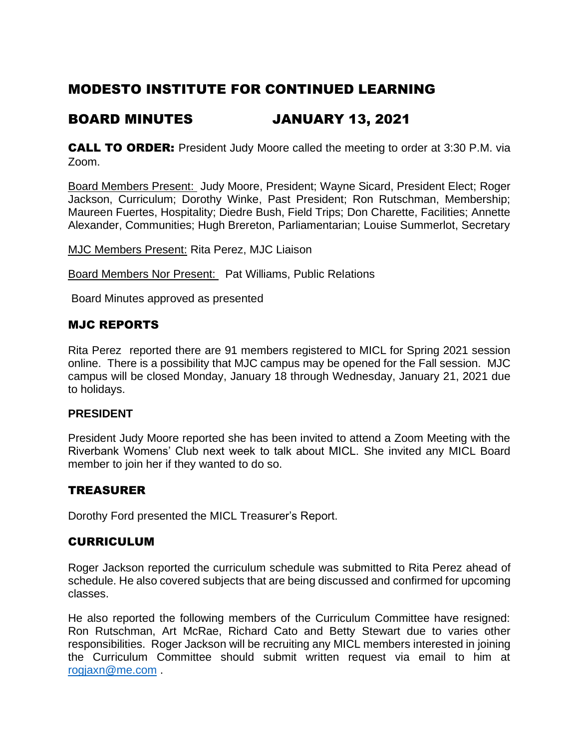# MODESTO INSTITUTE FOR CONTINUED LEARNING

## BOARD MINUTES JANUARY 13, 2021

**CALL TO ORDER:** President Judy Moore called the meeting to order at 3:30 P.M. via Zoom.

Board Members Present: Judy Moore, President; Wayne Sicard, President Elect; Roger Jackson, Curriculum; Dorothy Winke, Past President; Ron Rutschman, Membership; Maureen Fuertes, Hospitality; Diedre Bush, Field Trips; Don Charette, Facilities; Annette Alexander, Communities; Hugh Brereton, Parliamentarian; Louise Summerlot, Secretary

MJC Members Present: Rita Perez, MJC Liaison

Board Members Nor Present: Pat Williams, Public Relations

Board Minutes approved as presented

### MJC REPORTS

Rita Perez reported there are 91 members registered to MICL for Spring 2021 session online. There is a possibility that MJC campus may be opened for the Fall session. MJC campus will be closed Monday, January 18 through Wednesday, January 21, 2021 due to holidays.

### PRESIDENT

President Judy Moore reported she has been invited to attend a Zoom Meeting with the Riverbank Womens' Club next week to talk about MICL. She invited any MICL Board member to join her if they wanted to do so.

### TREASURER

Dorothy Ford presented the MICL Treasurer's Report.

### CURRICULUM

Roger Jackson reported the curriculum schedule was submitted to Rita Perez ahead of schedule. He also covered subjects that are being discussed and confirmed for upcoming classes.

He also reported the following members of the Curriculum Committee have resigned: Ron Rutschman, Art McRae, Richard Cato and Betty Stewart due to varies other responsibilities. Roger Jackson will be recruiting any MICL members interested in joining the Curriculum Committee should submit written request via email to him at rogjaxn@me.com .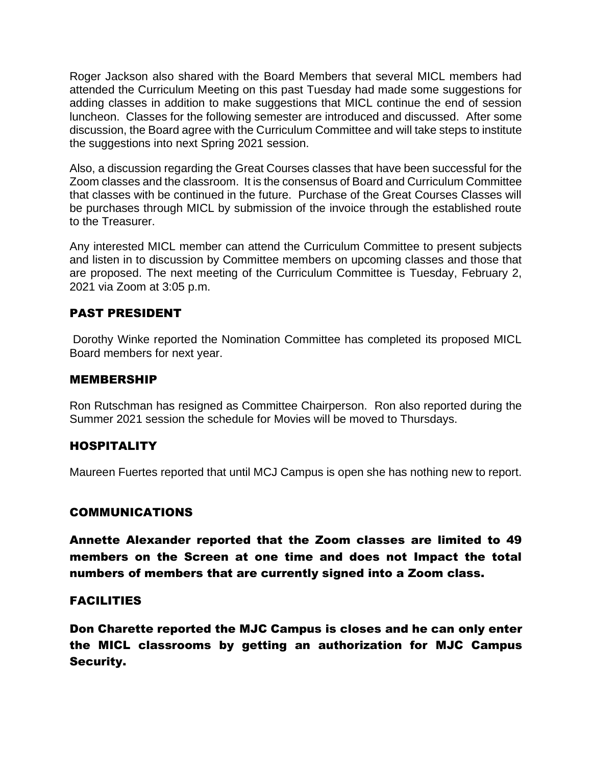Roger Jackson also shared with the Board Members that several MICL members had attended the Curriculum Meeting on this past Tuesday had made some suggestions for adding classes in addition to make suggestions that MICL continue the end of session luncheon. Classes for the following semester are introduced and discussed. After some discussion, the Board agree with the Curriculum Committee and will take steps to institute the suggestions into next Spring 2021 session.

Also, a discussion regarding the Great Courses classes that have been successful for the Zoom classes and the classroom. It is the consensus of Board and Curriculum Committee that classes with be continued in the future. Purchase of the Great Courses Classes will be purchases through MICL by submission of the invoice through the established route to the Treasurer.

Any interested MICL member can attend the Curriculum Committee to present subjects and listen in to discussion by Committee members on upcoming classes and those that are proposed. The next meeting of the Curriculum Committee is Tuesday, February 2, 2021 via Zoom at 3:05 p.m.

## PAST PRESIDENT

Dorothy Winke reported the Nomination Committee has completed its proposed MICL Board members for next year.

## MEMBERSHIP

Ron Rutschman has resigned as Committee Chairperson. Ron also reported during the Summer 2021 session the schedule for Movies will be moved to Thursdays.

## HOSPITALITY

Maureen Fuertes reported that until MCJ Campus is open she has nothing new to report.

## COMMUNICATIONS

**Annette Alexander reported that the Zoom classes are limited to 49 members on the Screen at one time and does not Impact the total numbers of members that are currently signed into a Zoom class.**

## FACILITIES

**Don Charette reported the MJC Campus is closes and he can only enter the MICL classrooms by getting an authorization for MJC Campus Security.**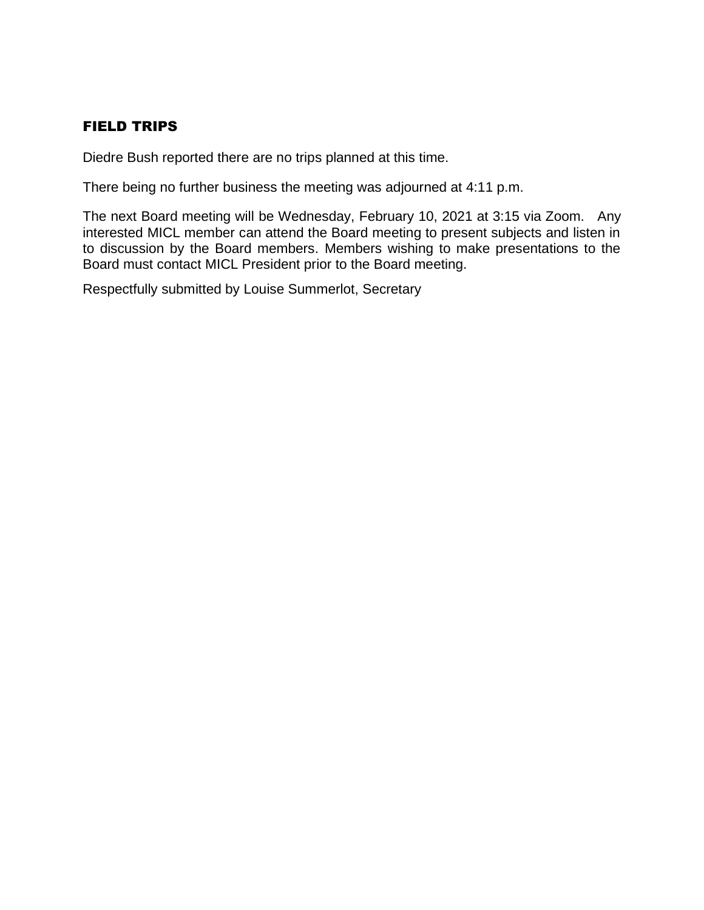## FIELD TRIPS

Diedre Bush reported there are no trips planned at this time.

There being no further business the meeting was adjourned at 4:11 p.m.

The next Board meeting will be Wednesday, February 10, 2021 at 3:15 via Zoom. Any interested MICL member can attend the Board meeting to present subjects and listen in to discussion by the Board members. Members wishing to make presentations to the Board must contact MICL President prior to the Board meeting.

Respectfully submitted by Louise Summerlot, Secretary